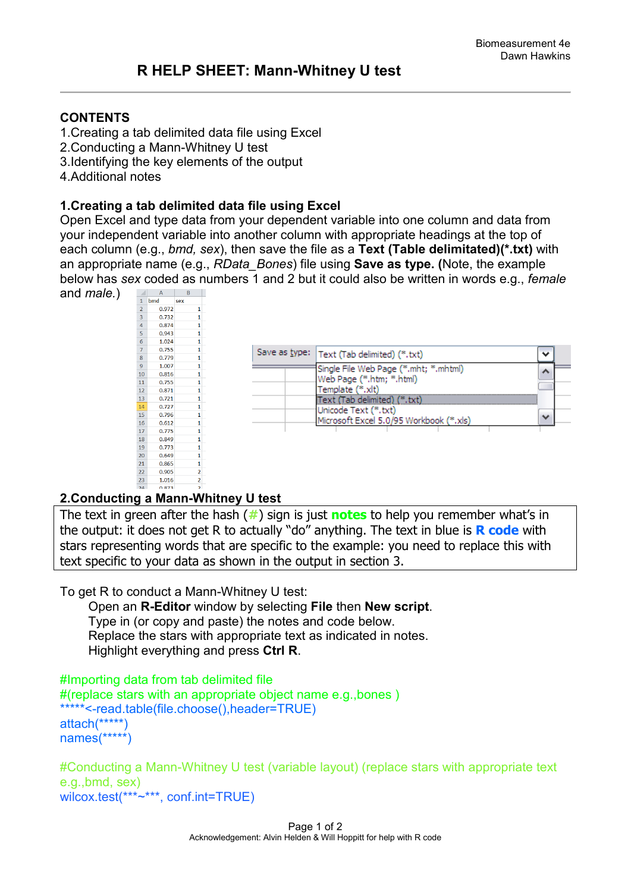# R HELP SHEET: Mann-Whitney U test

Biomeasurement 4e
Dawn Hawkins

## CONTENTS

1. Creating a tab delimited data file using Excel
2. Conducting a Mann-Whitney U test
3. Identifying the key elements of the output
4. Additional notes

## 1.Creating a tab delimited data file using Excel

Open Excel and type data from your dependent variable into one column and data from your independent variable into another column with appropriate headings at the top of each column (e.g., *bmd, sex*), then save the file as a **Text (Table delimitated)(*.txt)** with an appropriate name (e.g., *RData_Bones*) file using **Save as type. (**Note, the example below has *sex* coded as numbers 1 and 2 but it could also be written in words e.g., *female* and *male.*)

| | A | B |
|---|---|---|
| 1 | bmd | sex |
| 2 | 0.972 | 1 |
| 3 | 0.732 | 1 |
| 4 | 0.874 | 1 |
| 5 | 0.943 | 1 |
| 6 | 1.024 | 1 |
| 7 | 0.755 | 1 |
| 8 | 0.779 | 1 |
| 9 | 1.007 | 1 |
| 10 | 0.816 | 1 |
| 11 | 0.755 | 1 |
| 12 | 0.871 | 1 |
| 13 | 0.721 | 1 |
| 14 | 0.727 | 1 |
| 15 | 0.796 | 1 |
| 16 | 0.612 | 1 |
| 17 | 0.775 | 1 |
| 18 | 0.849 | 1 |
| 19 | 0.773 | 1 |
| 20 | 0.649 | 1 |
| 21 | 0.865 | 1 |
| 22 | 0.905 | 2 |
| 23 | 1.016 | 2 |
| 24 | 0.873 | 2 |

Save as type: Text (Tab delimited) (*.txt)
- Single File Web Page (*.mht; *.mhtml)
- Web Page (*.htm; *.html)
- Template (*.xlt)
- Text (Tab delimited) (*.txt)
- Unicode Text (*.txt)
- Microsoft Excel 5.0/95 Workbook (*.xls)

## 2.Conducting a Mann-Whitney U test

The text in green after the hash (#) sign is just **notes** to help you remember what's in the output: it does not get R to actually "do" anything. The text in blue is **R code** with stars representing words that are specific to the example: you need to replace this with text specific to your data as shown in the output in section 3.

To get R to conduct a Mann-Whitney U test:

Open an **R-Editor** window by selecting **File** then **New script**.
Type in (or copy and paste) the notes and code below.
Replace the stars with appropriate text as indicated in notes.
Highlight everything and press **Ctrl R**.

```
#Importing data from tab delimited file
#(replace stars with an appropriate object name e.g.,bones )
*****<-read.table(file.choose(),header=TRUE)
attach(*****)
names(*****)

#Conducting a Mann-Whitney U test (variable layout) (replace stars with appropriate text e.g.,bmd, sex)
wilcox.test(***~***, conf.int=TRUE)
```

Acknowledgement: Alvin Helden & Will Hoppitt for help with R code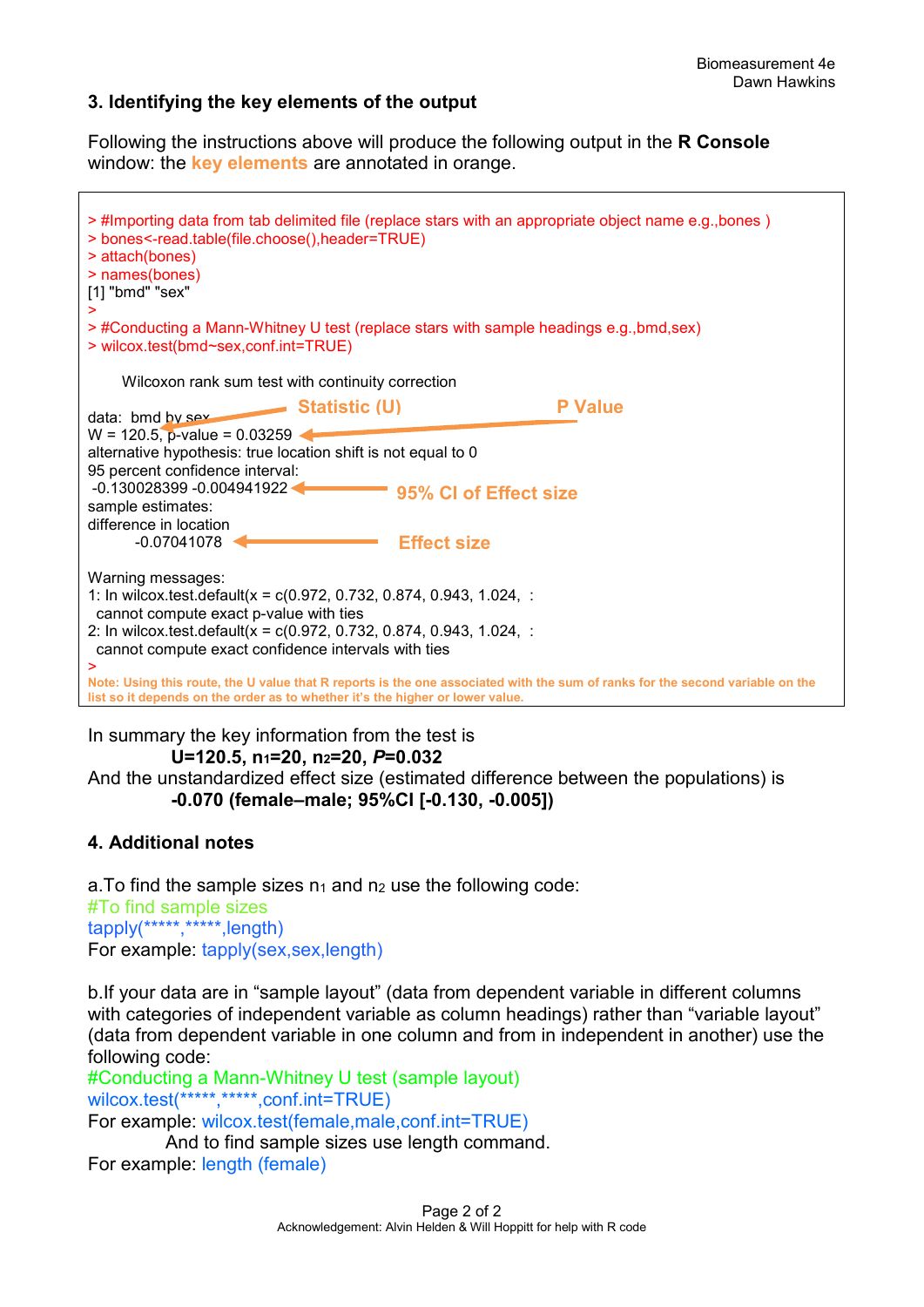## 3. Identifying the key elements of the output

Following the instructions above will produce the following output in the **R Console** window: the **key elements** are annotated in orange.

```
> #Importing data from tab delimited file (replace stars with an appropriate object name e.g.,bones )
> bones<-read.table(file.choose(),header=TRUE)
> attach(bones)
> names(bones)
[1] "bmd" "sex"
>
> #Conducting a Mann-Whitney U test (replace stars with sample headings e.g.,bmd,sex)
> wilcox.test(bmd~sex,conf.int=TRUE)

        Wilcoxon rank sum test with continuity correction

data:  bmd by sex
W = 120.5, p-value = 0.03259
alternative hypothesis: true location shift is not equal to 0
95 percent confidence interval:
 -0.130028399 -0.004941922
sample estimates:
difference in location
           -0.07041078

Warning messages:
1: In wilcox.test.default(x = c(0.972, 0.732, 0.874, 0.943, 1.024,  :
  cannot compute exact p-value with ties
2: In wilcox.test.default(x = c(0.972, 0.732, 0.874, 0.943, 1.024,  :
  cannot compute exact confidence intervals with ties
>
```

Annotations: Statistic (U) → W = 120.5; P Value → p-value = 0.03259; 95% CI of Effect size → -0.130028399 -0.004941922; Effect size → -0.07041078

**Note: Using this route, the U value that R reports is the one associated with the sum of ranks for the second variable on the list so it depends on the order as to whether it's the higher or lower value.**

In summary the key information from the test is

**$U$=120.5, $n_1$=20, $n_2$=20, $P$=0.032**

And the unstandardized effect size (estimated difference between the populations) is

**-0.070 (female–male; 95%CI [-0.130, -0.005])**

## 4. Additional notes

a. To find the sample sizes $n_1$ and $n_2$ use the following code:

```
#To find sample sizes
tapply(*****,*****,length)
```

For example: `tapply(sex,sex,length)`

b. If your data are in "sample layout" (data from dependent variable in different columns with categories of independent variable as column headings) rather than "variable layout" (data from dependent variable in one column and from in independent in another) use the following code:

```
#Conducting a Mann-Whitney U test (sample layout)
wilcox.test(*****,*****,conf.int=TRUE)
```

For example: `wilcox.test(female,male,conf.int=TRUE)`

And to find sample sizes use length command.

For example: `length (female)`

Acknowledgement: Alvin Helden & Will Hoppitt for help with R code